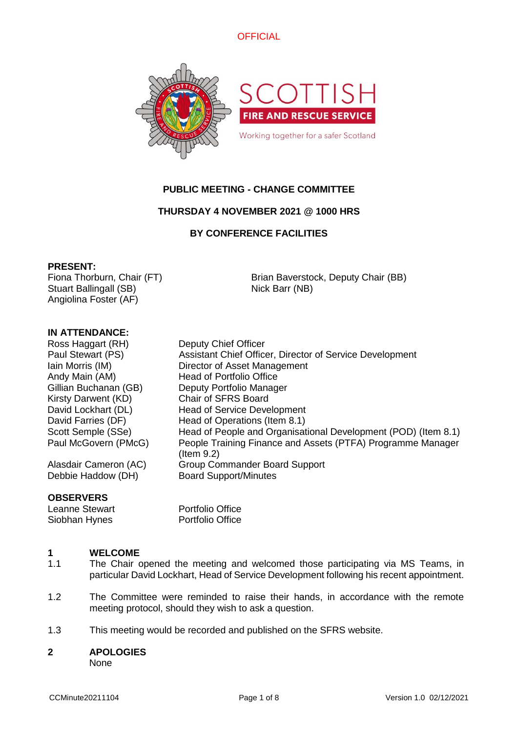OFFICIAL

# PUBLIC MEETING - CHANGE COMMITTEE

**THURSDAY 4 NOVEMBER 2021 @ 1000 HRS**

**BY CONFERENCE FACILITIES**

**PRESENT:**

Fiona Thorburn, Chair (FT)
Brian Baverstock, Deputy Chair (BB)
Stuart Ballingall (SB)
Nick Barr (NB)
Angiolina Foster (AF)

**IN ATTENDANCE:**

| | |
|---|---|
| Ross Haggart (RH) | Deputy Chief Officer |
| Paul Stewart (PS) | Assistant Chief Officer, Director of Service Development |
| Iain Morris (IM) | Director of Asset Management |
| Andy Main (AM) | Head of Portfolio Office |
| Gillian Buchanan (GB) | Deputy Portfolio Manager |
| Kirsty Darwent (KD) | Chair of SFRS Board |
| David Lockhart (DL) | Head of Service Development |
| David Farries (DF) | Head of Operations (Item 8.1) |
| Scott Semple (SSe) | Head of People and Organisational Development (POD) (Item 8.1) |
| Paul McGovern (PMcG) | People Training Finance and Assets (PTFA) Programme Manager (Item 9.2) |
| Alasdair Cameron (AC) | Group Commander Board Support |
| Debbie Haddow (DH) | Board Support/Minutes |

**OBSERVERS**

| | |
|---|---|
| Leanne Stewart | Portfolio Office |
| Siobhan Hynes | Portfolio Office |

## 1 WELCOME

1.1 The Chair opened the meeting and welcomed those participating via MS Teams, in particular David Lockhart, Head of Service Development following his recent appointment.

1.2 The Committee were reminded to raise their hands, in accordance with the remote meeting protocol, should they wish to ask a question.

1.3 This meeting would be recorded and published on the SFRS website.

## 2 APOLOGIES

None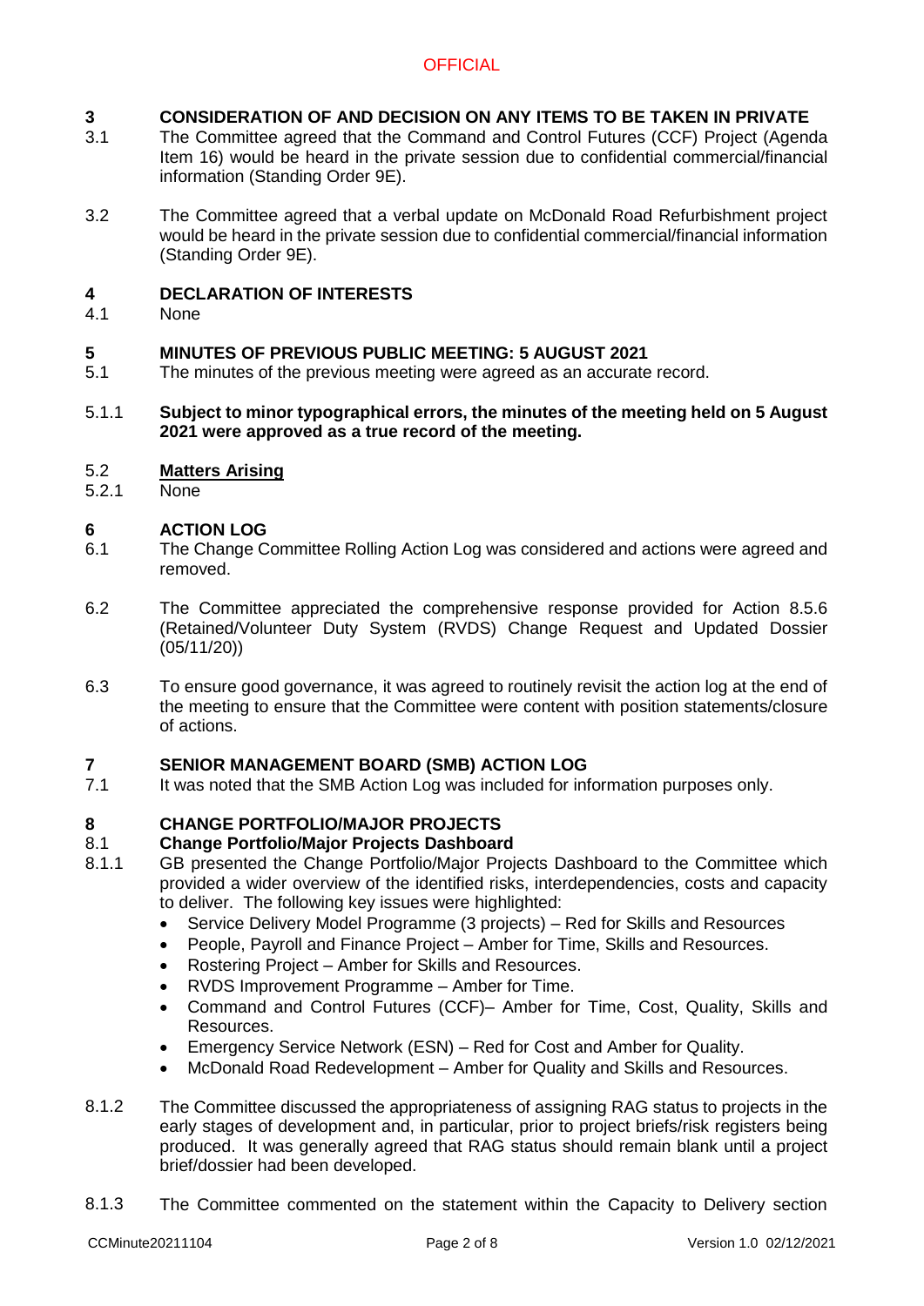## 3 CONSIDERATION OF AND DECISION ON ANY ITEMS TO BE TAKEN IN PRIVATE

3.1 The Committee agreed that the Command and Control Futures (CCF) Project (Agenda Item 16) would be heard in the private session due to confidential commercial/financial information (Standing Order 9E).

3.2 The Committee agreed that a verbal update on McDonald Road Refurbishment project would be heard in the private session due to confidential commercial/financial information (Standing Order 9E).

## 4 DECLARATION OF INTERESTS

4.1 None

## 5 MINUTES OF PREVIOUS PUBLIC MEETING: 5 AUGUST 2021

5.1 The minutes of the previous meeting were agreed as an accurate record.

5.1.1 **Subject to minor typographical errors, the minutes of the meeting held on 5 August 2021 were approved as a true record of the meeting.**

5.2 **Matters Arising**

5.2.1 None

## 6 ACTION LOG

6.1 The Change Committee Rolling Action Log was considered and actions were agreed and removed.

6.2 The Committee appreciated the comprehensive response provided for Action 8.5.6 (Retained/Volunteer Duty System (RVDS) Change Request and Updated Dossier (05/11/20))

6.3 To ensure good governance, it was agreed to routinely revisit the action log at the end of the meeting to ensure that the Committee were content with position statements/closure of actions.

## 7 SENIOR MANAGEMENT BOARD (SMB) ACTION LOG

7.1 It was noted that the SMB Action Log was included for information purposes only.

## 8 CHANGE PORTFOLIO/MAJOR PROJECTS

### 8.1 Change Portfolio/Major Projects Dashboard

8.1.1 GB presented the Change Portfolio/Major Projects Dashboard to the Committee which provided a wider overview of the identified risks, interdependencies, costs and capacity to deliver. The following key issues were highlighted:

- Service Delivery Model Programme (3 projects) – Red for Skills and Resources
- People, Payroll and Finance Project – Amber for Time, Skills and Resources.
- Rostering Project – Amber for Skills and Resources.
- RVDS Improvement Programme – Amber for Time.
- Command and Control Futures (CCF)– Amber for Time, Cost, Quality, Skills and Resources.
- Emergency Service Network (ESN) – Red for Cost and Amber for Quality.
- McDonald Road Redevelopment – Amber for Quality and Skills and Resources.

8.1.2 The Committee discussed the appropriateness of assigning RAG status to projects in the early stages of development and, in particular, prior to project briefs/risk registers being produced. It was generally agreed that RAG status should remain blank until a project brief/dossier had been developed.

8.1.3 The Committee commented on the statement within the Capacity to Delivery section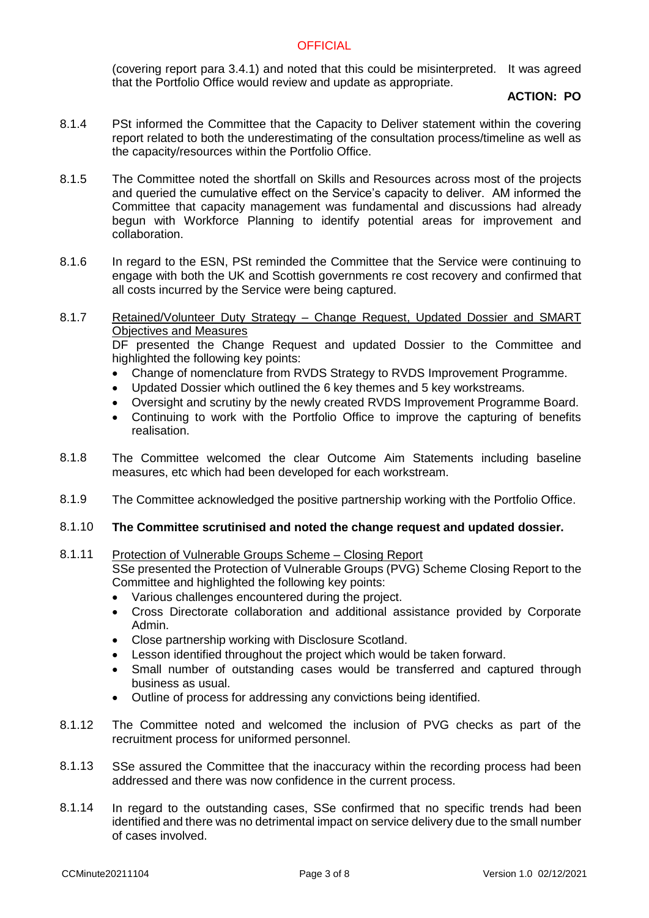(covering report para 3.4.1) and noted that this could be misinterpreted. It was agreed that the Portfolio Office would review and update as appropriate.

**ACTION: PO**

8.1.4 PSt informed the Committee that the Capacity to Deliver statement within the covering report related to both the underestimating of the consultation process/timeline as well as the capacity/resources within the Portfolio Office.

8.1.5 The Committee noted the shortfall on Skills and Resources across most of the projects and queried the cumulative effect on the Service's capacity to deliver. AM informed the Committee that capacity management was fundamental and discussions had already begun with Workforce Planning to identify potential areas for improvement and collaboration.

8.1.6 In regard to the ESN, PSt reminded the Committee that the Service were continuing to engage with both the UK and Scottish governments re cost recovery and confirmed that all costs incurred by the Service were being captured.

8.1.7 <u>Retained/Volunteer Duty Strategy – Change Request, Updated Dossier and SMART Objectives and Measures</u>
DF presented the Change Request and updated Dossier to the Committee and highlighted the following key points:

- Change of nomenclature from RVDS Strategy to RVDS Improvement Programme.
- Updated Dossier which outlined the 6 key themes and 5 key workstreams.
- Oversight and scrutiny by the newly created RVDS Improvement Programme Board.
- Continuing to work with the Portfolio Office to improve the capturing of benefits realisation.

8.1.8 The Committee welcomed the clear Outcome Aim Statements including baseline measures, etc which had been developed for each workstream.

8.1.9 The Committee acknowledged the positive partnership working with the Portfolio Office.

8.1.10 **The Committee scrutinised and noted the change request and updated dossier.**

8.1.11 <u>Protection of Vulnerable Groups Scheme – Closing Report</u>
SSe presented the Protection of Vulnerable Groups (PVG) Scheme Closing Report to the Committee and highlighted the following key points:

- Various challenges encountered during the project.
- Cross Directorate collaboration and additional assistance provided by Corporate Admin.
- Close partnership working with Disclosure Scotland.
- Lesson identified throughout the project which would be taken forward.
- Small number of outstanding cases would be transferred and captured through business as usual.
- Outline of process for addressing any convictions being identified.

8.1.12 The Committee noted and welcomed the inclusion of PVG checks as part of the recruitment process for uniformed personnel.

8.1.13 SSe assured the Committee that the inaccuracy within the recording process had been addressed and there was now confidence in the current process.

8.1.14 In regard to the outstanding cases, SSe confirmed that no specific trends had been identified and there was no detrimental impact on service delivery due to the small number of cases involved.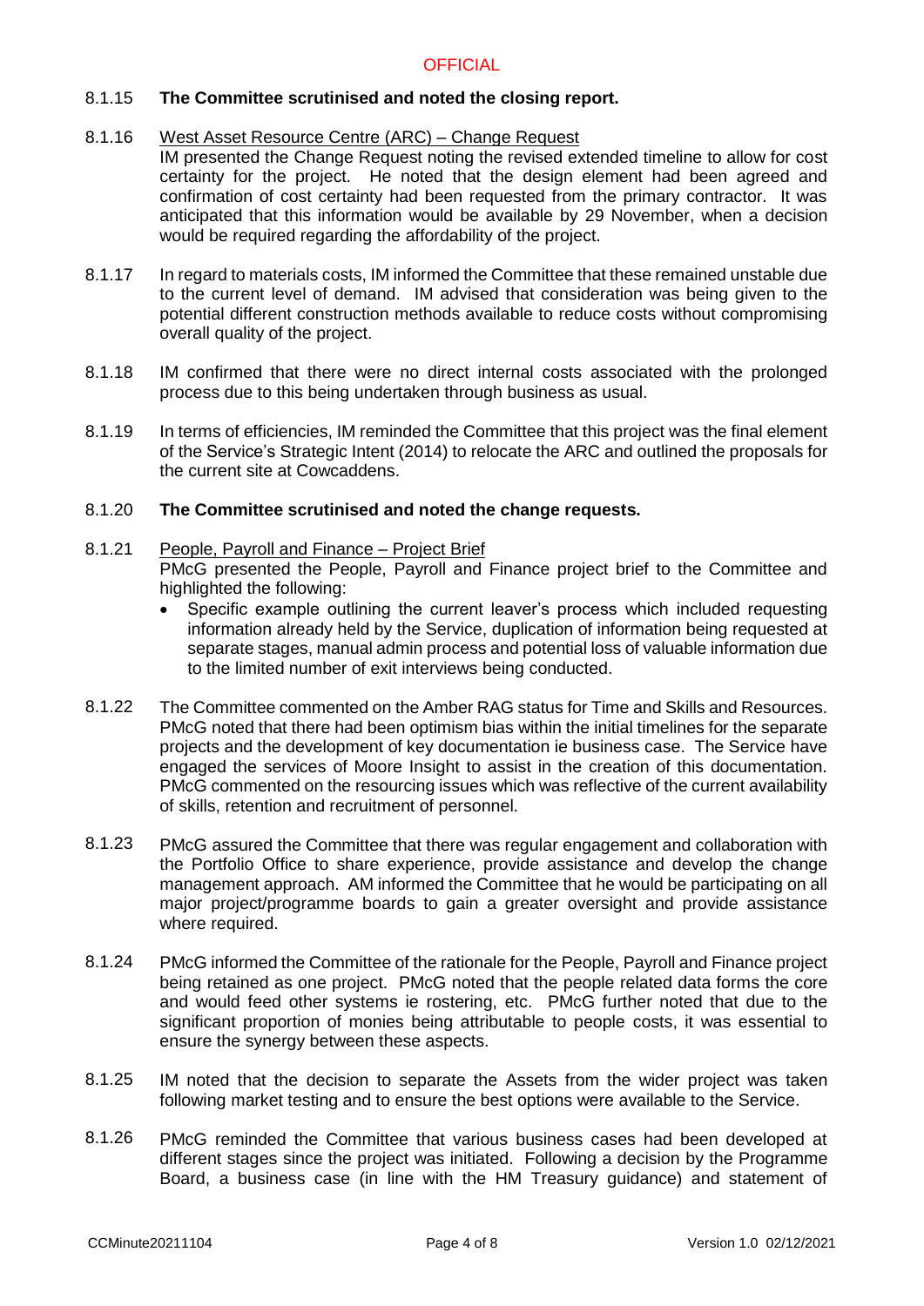8.1.15 **The Committee scrutinised and noted the closing report.**

8.1.16 West Asset Resource Centre (ARC) – Change Request
IM presented the Change Request noting the revised extended timeline to allow for cost certainty for the project. He noted that the design element had been agreed and confirmation of cost certainty had been requested from the primary contractor. It was anticipated that this information would be available by 29 November, when a decision would be required regarding the affordability of the project.

8.1.17 In regard to materials costs, IM informed the Committee that these remained unstable due to the current level of demand. IM advised that consideration was being given to the potential different construction methods available to reduce costs without compromising overall quality of the project.

8.1.18 IM confirmed that there were no direct internal costs associated with the prolonged process due to this being undertaken through business as usual.

8.1.19 In terms of efficiencies, IM reminded the Committee that this project was the final element of the Service's Strategic Intent (2014) to relocate the ARC and outlined the proposals for the current site at Cowcaddens.

8.1.20 **The Committee scrutinised and noted the change requests.**

8.1.21 People, Payroll and Finance – Project Brief
PMcG presented the People, Payroll and Finance project brief to the Committee and highlighted the following:

- Specific example outlining the current leaver's process which included requesting information already held by the Service, duplication of information being requested at separate stages, manual admin process and potential loss of valuable information due to the limited number of exit interviews being conducted.

8.1.22 The Committee commented on the Amber RAG status for Time and Skills and Resources. PMcG noted that there had been optimism bias within the initial timelines for the separate projects and the development of key documentation ie business case. The Service have engaged the services of Moore Insight to assist in the creation of this documentation. PMcG commented on the resourcing issues which was reflective of the current availability of skills, retention and recruitment of personnel.

8.1.23 PMcG assured the Committee that there was regular engagement and collaboration with the Portfolio Office to share experience, provide assistance and develop the change management approach. AM informed the Committee that he would be participating on all major project/programme boards to gain a greater oversight and provide assistance where required.

8.1.24 PMcG informed the Committee of the rationale for the People, Payroll and Finance project being retained as one project. PMcG noted that the people related data forms the core and would feed other systems ie rostering, etc. PMcG further noted that due to the significant proportion of monies being attributable to people costs, it was essential to ensure the synergy between these aspects.

8.1.25 IM noted that the decision to separate the Assets from the wider project was taken following market testing and to ensure the best options were available to the Service.

8.1.26 PMcG reminded the Committee that various business cases had been developed at different stages since the project was initiated. Following a decision by the Programme Board, a business case (in line with the HM Treasury guidance) and statement of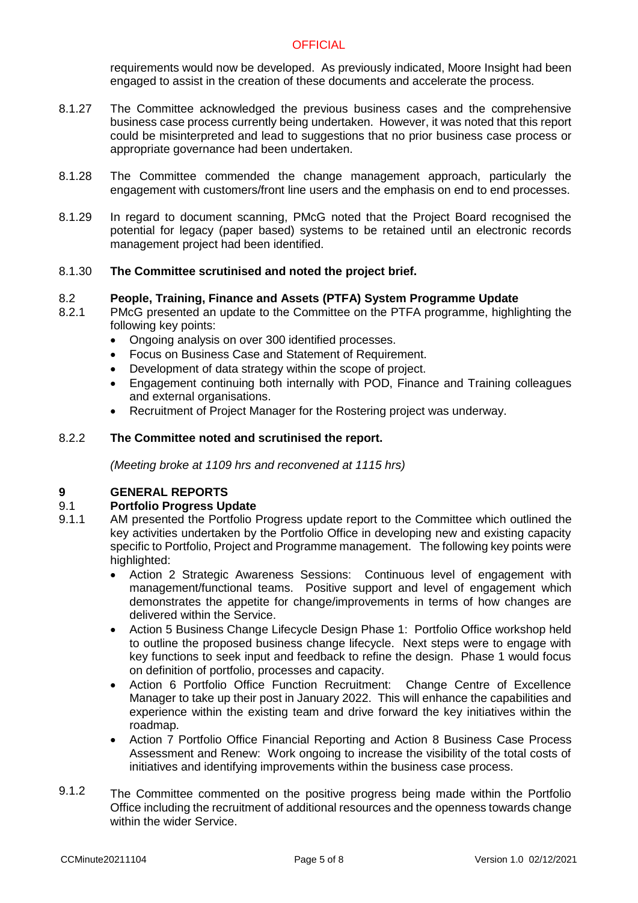requirements would now be developed. As previously indicated, Moore Insight had been engaged to assist in the creation of these documents and accelerate the process.

8.1.27 The Committee acknowledged the previous business cases and the comprehensive business case process currently being undertaken. However, it was noted that this report could be misinterpreted and lead to suggestions that no prior business case process or appropriate governance had been undertaken.

8.1.28 The Committee commended the change management approach, particularly the engagement with customers/front line users and the emphasis on end to end processes.

8.1.29 In regard to document scanning, PMcG noted that the Project Board recognised the potential for legacy (paper based) systems to be retained until an electronic records management project had been identified.

8.1.30 **The Committee scrutinised and noted the project brief.**

### 8.2 People, Training, Finance and Assets (PTFA) System Programme Update

8.2.1 PMcG presented an update to the Committee on the PTFA programme, highlighting the following key points:

- Ongoing analysis on over 300 identified processes.
- Focus on Business Case and Statement of Requirement.
- Development of data strategy within the scope of project.
- Engagement continuing both internally with POD, Finance and Training colleagues and external organisations.
- Recruitment of Project Manager for the Rostering project was underway.

8.2.2 **The Committee noted and scrutinised the report.**

*(Meeting broke at 1109 hrs and reconvened at 1115 hrs)*

## 9 GENERAL REPORTS

### 9.1 Portfolio Progress Update

9.1.1 AM presented the Portfolio Progress update report to the Committee which outlined the key activities undertaken by the Portfolio Office in developing new and existing capacity specific to Portfolio, Project and Programme management. The following key points were highlighted:

- Action 2 Strategic Awareness Sessions: Continuous level of engagement with management/functional teams. Positive support and level of engagement which demonstrates the appetite for change/improvements in terms of how changes are delivered within the Service.
- Action 5 Business Change Lifecycle Design Phase 1: Portfolio Office workshop held to outline the proposed business change lifecycle. Next steps were to engage with key functions to seek input and feedback to refine the design. Phase 1 would focus on definition of portfolio, processes and capacity.
- Action 6 Portfolio Office Function Recruitment: Change Centre of Excellence Manager to take up their post in January 2022. This will enhance the capabilities and experience within the existing team and drive forward the key initiatives within the roadmap.
- Action 7 Portfolio Office Financial Reporting and Action 8 Business Case Process Assessment and Renew: Work ongoing to increase the visibility of the total costs of initiatives and identifying improvements within the business case process.

9.1.2 The Committee commented on the positive progress being made within the Portfolio Office including the recruitment of additional resources and the openness towards change within the wider Service.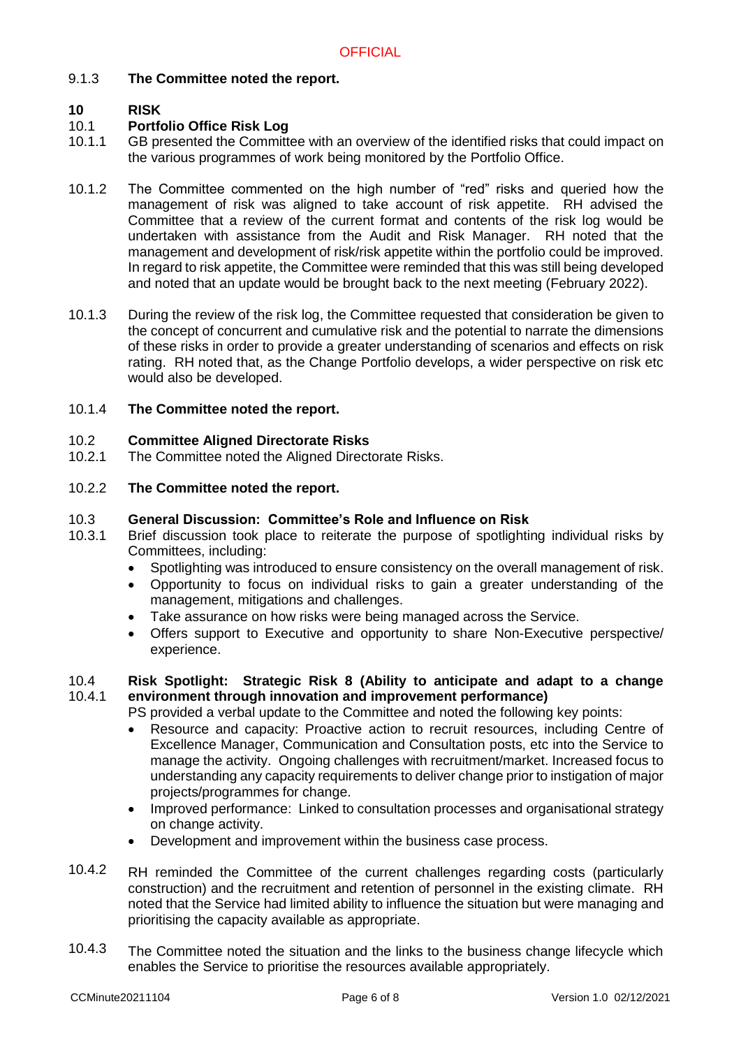9.1.3 **The Committee noted the report.**

## 10 RISK

### 10.1 Portfolio Office Risk Log

10.1.1 GB presented the Committee with an overview of the identified risks that could impact on the various programmes of work being monitored by the Portfolio Office.

10.1.2 The Committee commented on the high number of "red" risks and queried how the management of risk was aligned to take account of risk appetite. RH advised the Committee that a review of the current format and contents of the risk log would be undertaken with assistance from the Audit and Risk Manager. RH noted that the management and development of risk/risk appetite within the portfolio could be improved. In regard to risk appetite, the Committee were reminded that this was still being developed and noted that an update would be brought back to the next meeting (February 2022).

10.1.3 During the review of the risk log, the Committee requested that consideration be given to the concept of concurrent and cumulative risk and the potential to narrate the dimensions of these risks in order to provide a greater understanding of scenarios and effects on risk rating. RH noted that, as the Change Portfolio develops, a wider perspective on risk etc would also be developed.

10.1.4 **The Committee noted the report.**

### 10.2 Committee Aligned Directorate Risks

10.2.1 The Committee noted the Aligned Directorate Risks.

10.2.2 **The Committee noted the report.**

### 10.3 General Discussion: Committee's Role and Influence on Risk

10.3.1 Brief discussion took place to reiterate the purpose of spotlighting individual risks by Committees, including:

- Spotlighting was introduced to ensure consistency on the overall management of risk.
- Opportunity to focus on individual risks to gain a greater understanding of the management, mitigations and challenges.
- Take assurance on how risks were being managed across the Service.
- Offers support to Executive and opportunity to share Non-Executive perspective/ experience.

### 10.4 Risk Spotlight: Strategic Risk 8 (Ability to anticipate and adapt to a change environment through innovation and improvement performance)

10.4.1 PS provided a verbal update to the Committee and noted the following key points:

- Resource and capacity: Proactive action to recruit resources, including Centre of Excellence Manager, Communication and Consultation posts, etc into the Service to manage the activity. Ongoing challenges with recruitment/market. Increased focus to understanding any capacity requirements to deliver change prior to instigation of major projects/programmes for change.
- Improved performance: Linked to consultation processes and organisational strategy on change activity.
- Development and improvement within the business case process.

10.4.2 RH reminded the Committee of the current challenges regarding costs (particularly construction) and the recruitment and retention of personnel in the existing climate. RH noted that the Service had limited ability to influence the situation but were managing and prioritising the capacity available as appropriate.

10.4.3 The Committee noted the situation and the links to the business change lifecycle which enables the Service to prioritise the resources available appropriately.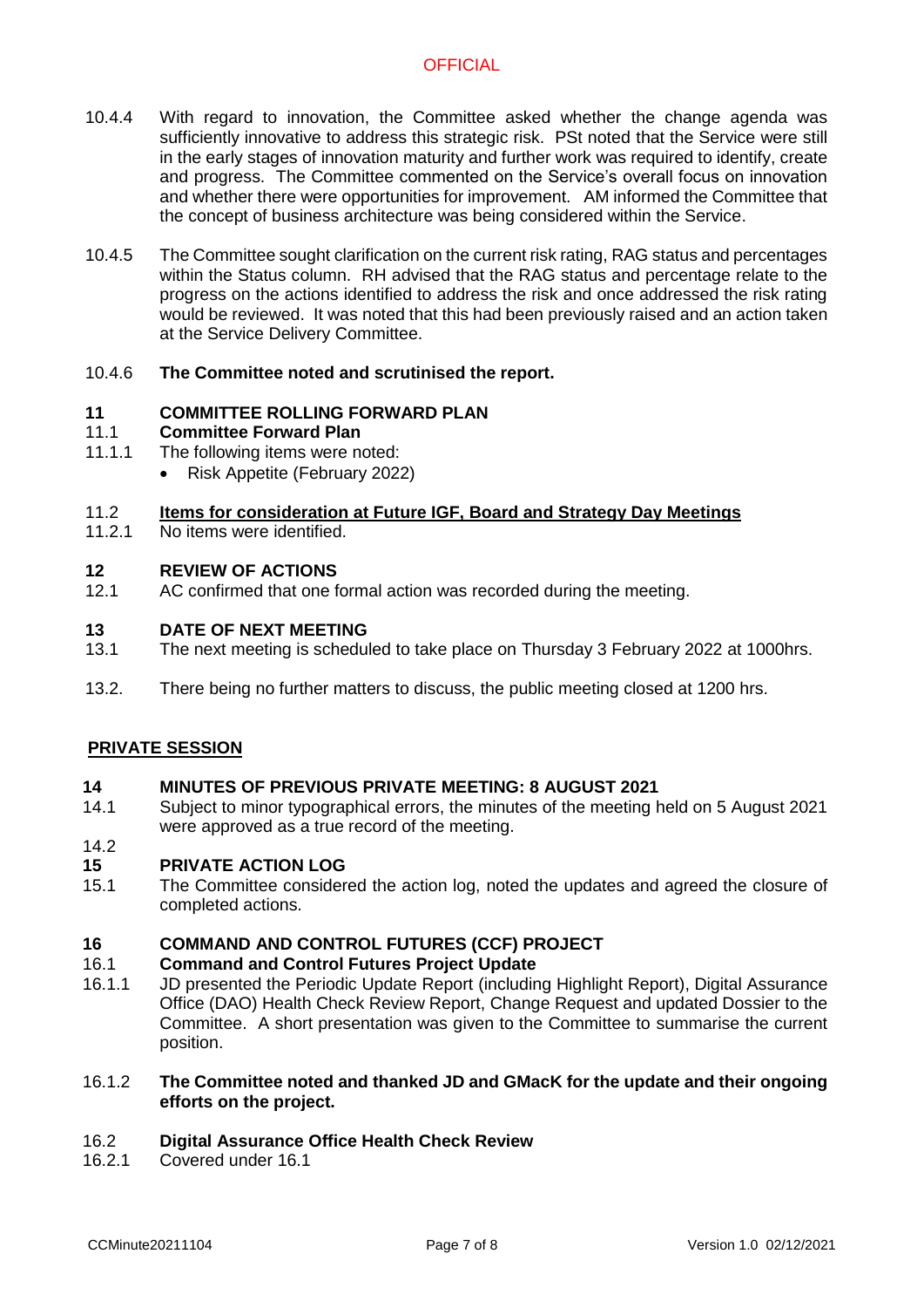10.4.4 With regard to innovation, the Committee asked whether the change agenda was sufficiently innovative to address this strategic risk. PSt noted that the Service were still in the early stages of innovation maturity and further work was required to identify, create and progress. The Committee commented on the Service's overall focus on innovation and whether there were opportunities for improvement. AM informed the Committee that the concept of business architecture was being considered within the Service.

10.4.5 The Committee sought clarification on the current risk rating, RAG status and percentages within the Status column. RH advised that the RAG status and percentage relate to the progress on the actions identified to address the risk and once addressed the risk rating would be reviewed. It was noted that this had been previously raised and an action taken at the Service Delivery Committee.

10.4.6 **The Committee noted and scrutinised the report.**

## 11 COMMITTEE ROLLING FORWARD PLAN

### 11.1 Committee Forward Plan

11.1.1 The following items were noted:

- Risk Appetite (February 2022)

### 11.2 Items for consideration at Future IGF, Board and Strategy Day Meetings

11.2.1 No items were identified.

## 12 REVIEW OF ACTIONS

12.1 AC confirmed that one formal action was recorded during the meeting.

## 13 DATE OF NEXT MEETING

13.1 The next meeting is scheduled to take place on Thursday 3 February 2022 at 1000hrs.

13.2. There being no further matters to discuss, the public meeting closed at 1200 hrs.

## PRIVATE SESSION

## 14 MINUTES OF PREVIOUS PRIVATE MEETING: 8 AUGUST 2021

14.1 Subject to minor typographical errors, the minutes of the meeting held on 5 August 2021 were approved as a true record of the meeting.

14.2

## 15 PRIVATE ACTION LOG

15.1 The Committee considered the action log, noted the updates and agreed the closure of completed actions.

## 16 COMMAND AND CONTROL FUTURES (CCF) PROJECT

### 16.1 Command and Control Futures Project Update

16.1.1 JD presented the Periodic Update Report (including Highlight Report), Digital Assurance Office (DAO) Health Check Review Report, Change Request and updated Dossier to the Committee. A short presentation was given to the Committee to summarise the current position.

16.1.2 **The Committee noted and thanked JD and GMacK for the update and their ongoing efforts on the project.**

### 16.2 Digital Assurance Office Health Check Review

16.2.1 Covered under 16.1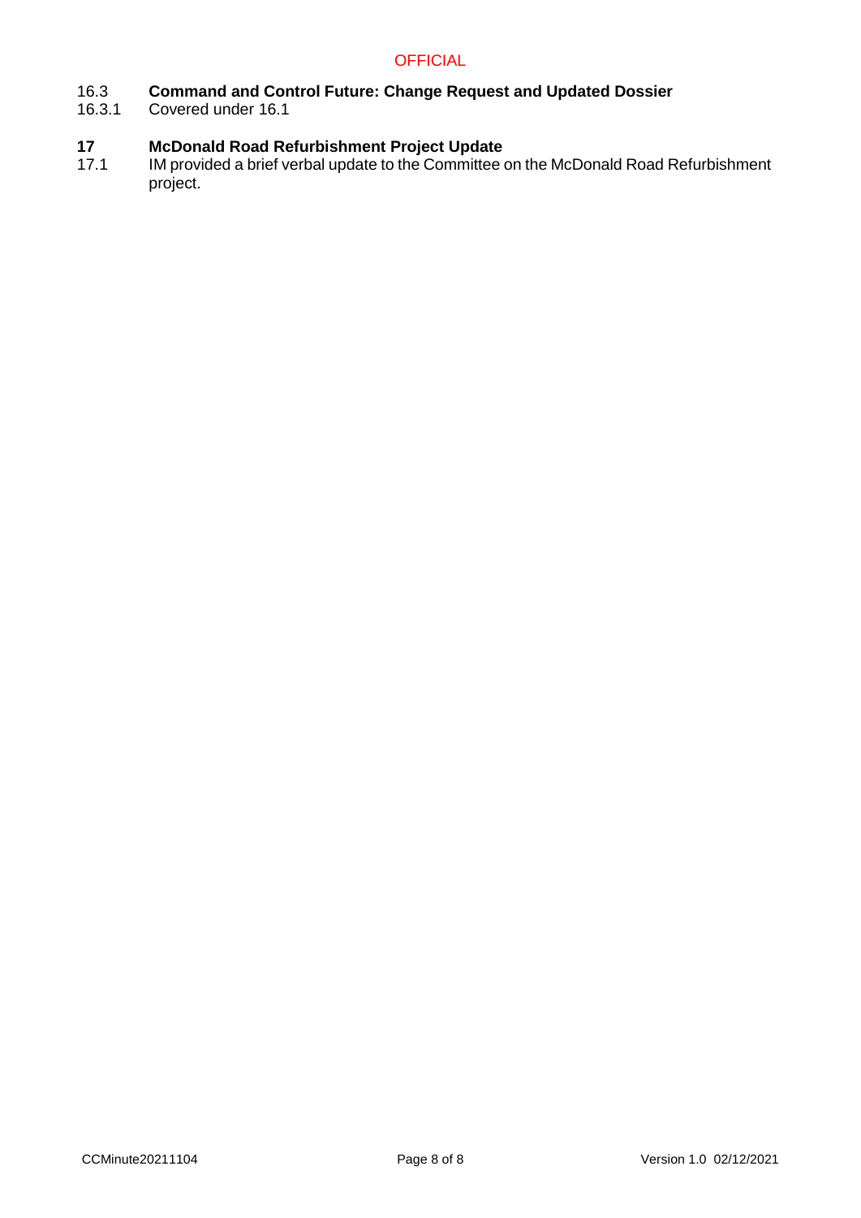**16.3 Command and Control Future: Change Request and Updated Dossier**

16.3.1 Covered under 16.1

## 17 McDonald Road Refurbishment Project Update

17.1 IM provided a brief verbal update to the Committee on the McDonald Road Refurbishment project.